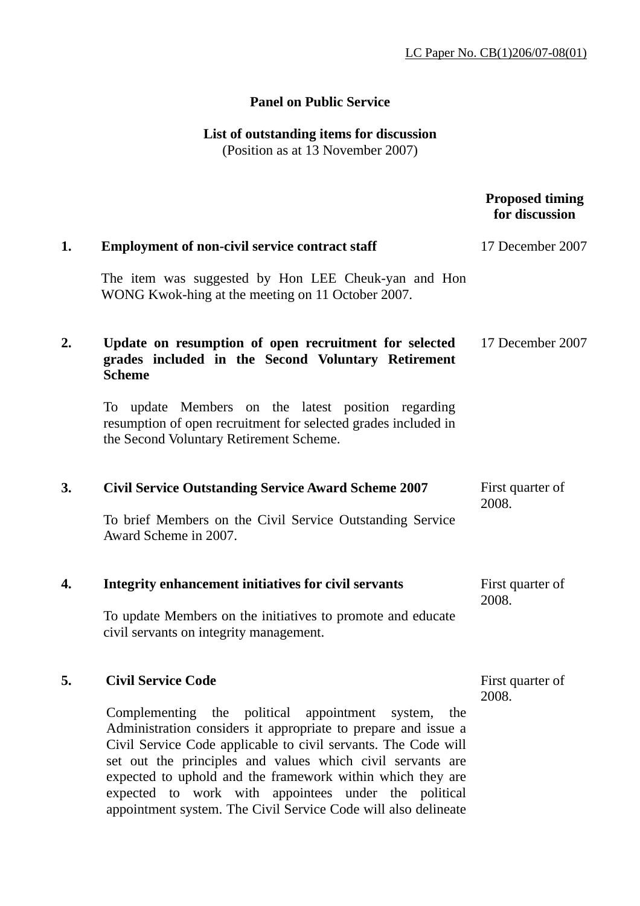LC Paper No. CB(1)206/07-08(01)

**Panel on Public Service**

**List of outstanding items for discussion**
(Position as at 13 November 2007)

| | | **Proposed timing for discussion** |
|---|---|---|
| **1.** | **Employment of non-civil service contract staff**<br><br>The item was suggested by Hon LEE Cheuk-yan and Hon WONG Kwok-hing at the meeting on 11 October 2007. | 17 December 2007 |
| **2.** | **Update on resumption of open recruitment for selected grades included in the Second Voluntary Retirement Scheme**<br><br>To update Members on the latest position regarding resumption of open recruitment for selected grades included in the Second Voluntary Retirement Scheme. | 17 December 2007 |
| **3.** | **Civil Service Outstanding Service Award Scheme 2007**<br><br>To brief Members on the Civil Service Outstanding Service Award Scheme in 2007. | First quarter of 2008. |
| **4.** | **Integrity enhancement initiatives for civil servants**<br><br>To update Members on the initiatives to promote and educate civil servants on integrity management. | First quarter of 2008. |
| **5.** | **Civil Service Code**<br><br>Complementing the political appointment system, the Administration considers it appropriate to prepare and issue a Civil Service Code applicable to civil servants. The Code will set out the principles and values which civil servants are expected to uphold and the framework within which they are expected to work with appointees under the political appointment system. The Civil Service Code will also delineate | First quarter of 2008. |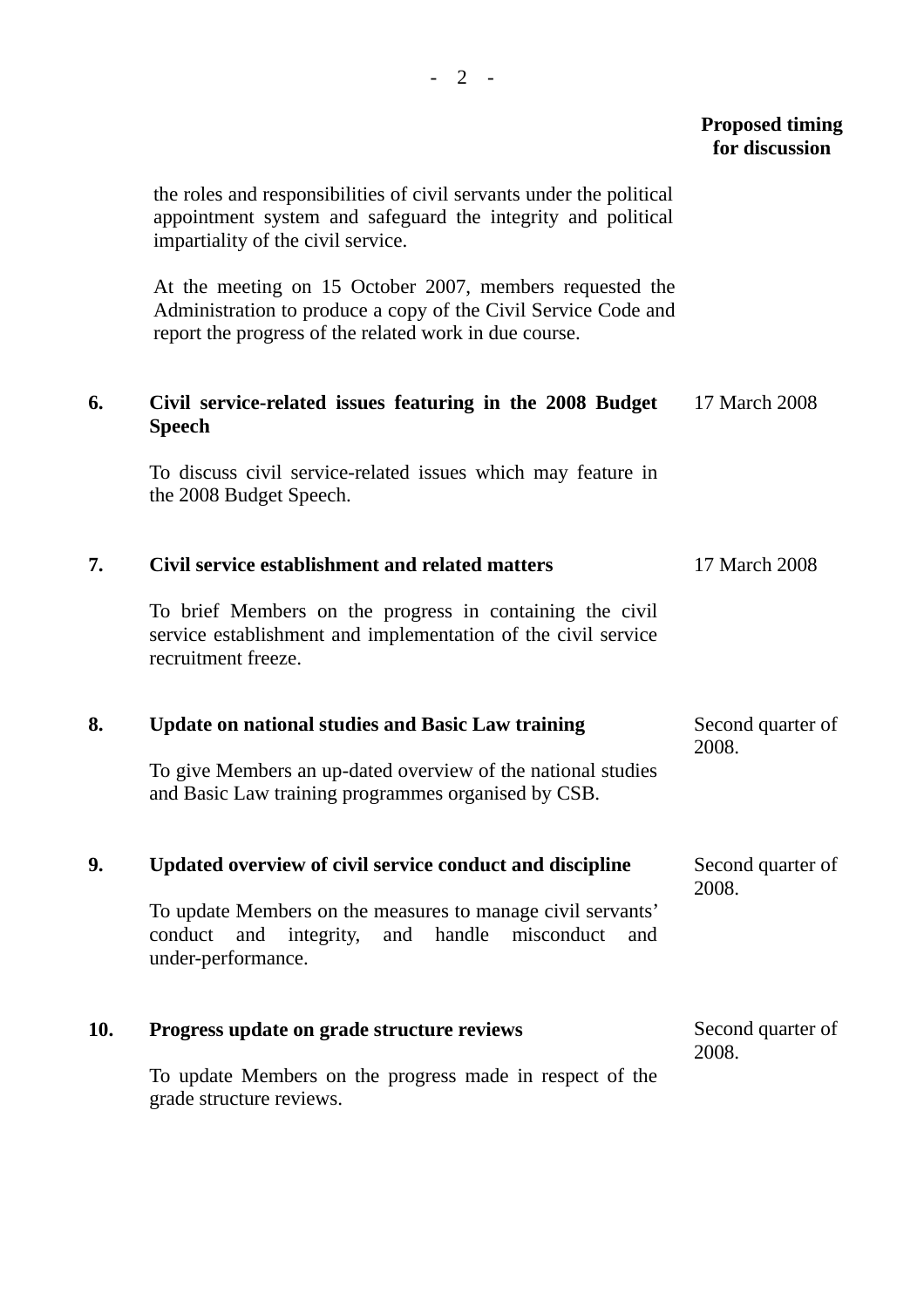| | | Proposed timing for discussion |
|---|---|---|
| | the roles and responsibilities of civil servants under the political appointment system and safeguard the integrity and political impartiality of the civil service.<br><br>At the meeting on 15 October 2007, members requested the Administration to produce a copy of the Civil Service Code and report the progress of the related work in due course. | |
| **6.** | **Civil service-related issues featuring in the 2008 Budget Speech**<br><br>To discuss civil service-related issues which may feature in the 2008 Budget Speech. | 17 March 2008 |
| **7.** | **Civil service establishment and related matters**<br><br>To brief Members on the progress in containing the civil service establishment and implementation of the civil service recruitment freeze. | 17 March 2008 |
| **8.** | **Update on national studies and Basic Law training**<br><br>To give Members an up-dated overview of the national studies and Basic Law training programmes organised by CSB. | Second quarter of 2008. |
| **9.** | **Updated overview of civil service conduct and discipline**<br><br>To update Members on the measures to manage civil servants' conduct and integrity, and handle misconduct and under-performance. | Second quarter of 2008. |
| **10.** | **Progress update on grade structure reviews**<br><br>To update Members on the progress made in respect of the grade structure reviews. | Second quarter of 2008. |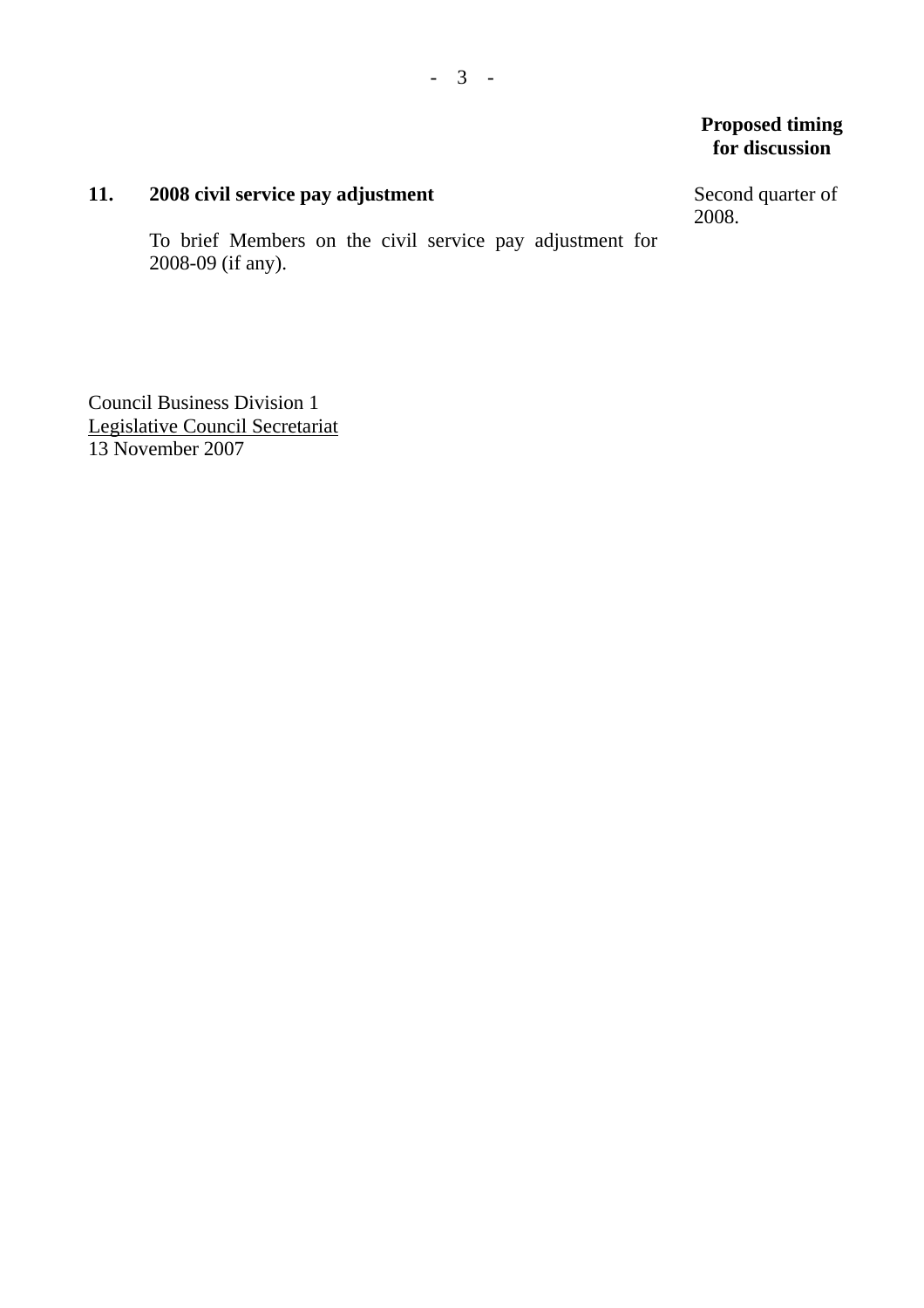| | | Proposed timing for discussion |
|---|---|---|
| **11.** | **2008 civil service pay adjustment**<br><br>To brief Members on the civil service pay adjustment for 2008-09 (if any). | Second quarter of 2008. |

Council Business Division 1
Legislative Council Secretariat
13 November 2007